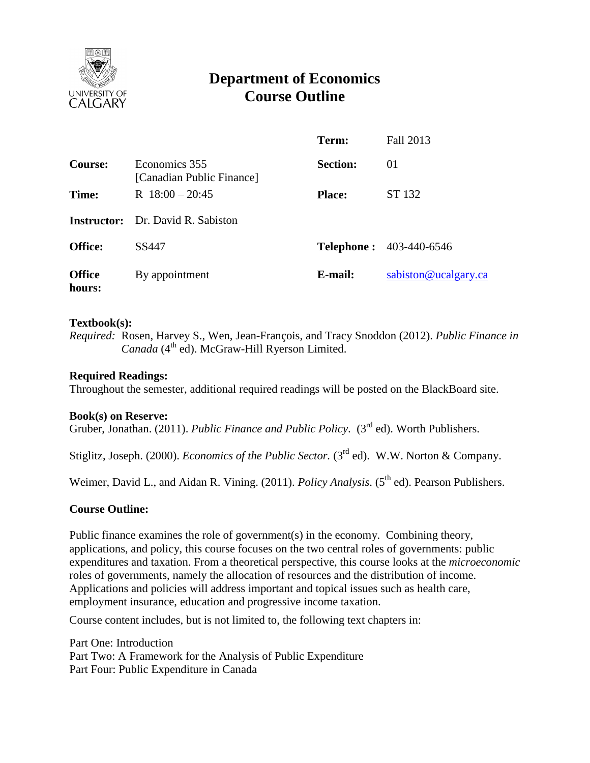# Department of Economics
# Course Outline

| | | | |
|---|---|---|---|
| | | **Term:** | Fall 2013 |
| **Course:** | Economics 355 [Canadian Public Finance] | **Section:** | 01 |
| **Time:** | R 18:00 – 20:45 | **Place:** | ST 132 |
| **Instructor:** | Dr. David R. Sabiston | | |
| **Office:** | SS447 | **Telephone :** | 403-440-6546 |
| **Office hours:** | By appointment | **E-mail:** | sabiston@ucalgary.ca |

**Textbook(s):**

*Required:* Rosen, Harvey S., Wen, Jean-François, and Tracy Snoddon (2012). *Public Finance in Canada* (4th ed). McGraw-Hill Ryerson Limited.

**Required Readings:**

Throughout the semester, additional required readings will be posted on the BlackBoard site.

**Book(s) on Reserve:**

Gruber, Jonathan. (2011). *Public Finance and Public Policy*. (3rd ed). Worth Publishers.

Stiglitz, Joseph. (2000). *Economics of the Public Sector.* (3rd ed). W.W. Norton & Company.

Weimer, David L., and Aidan R. Vining. (2011). *Policy Analysis*. (5th ed). Pearson Publishers.

**Course Outline:**

Public finance examines the role of government(s) in the economy. Combining theory, applications, and policy, this course focuses on the two central roles of governments: public expenditures and taxation. From a theoretical perspective, this course looks at the *microeconomic* roles of governments, namely the allocation of resources and the distribution of income. Applications and policies will address important and topical issues such as health care, employment insurance, education and progressive income taxation.

Course content includes, but is not limited to, the following text chapters in:

Part One: Introduction
Part Two: A Framework for the Analysis of Public Expenditure
Part Four: Public Expenditure in Canada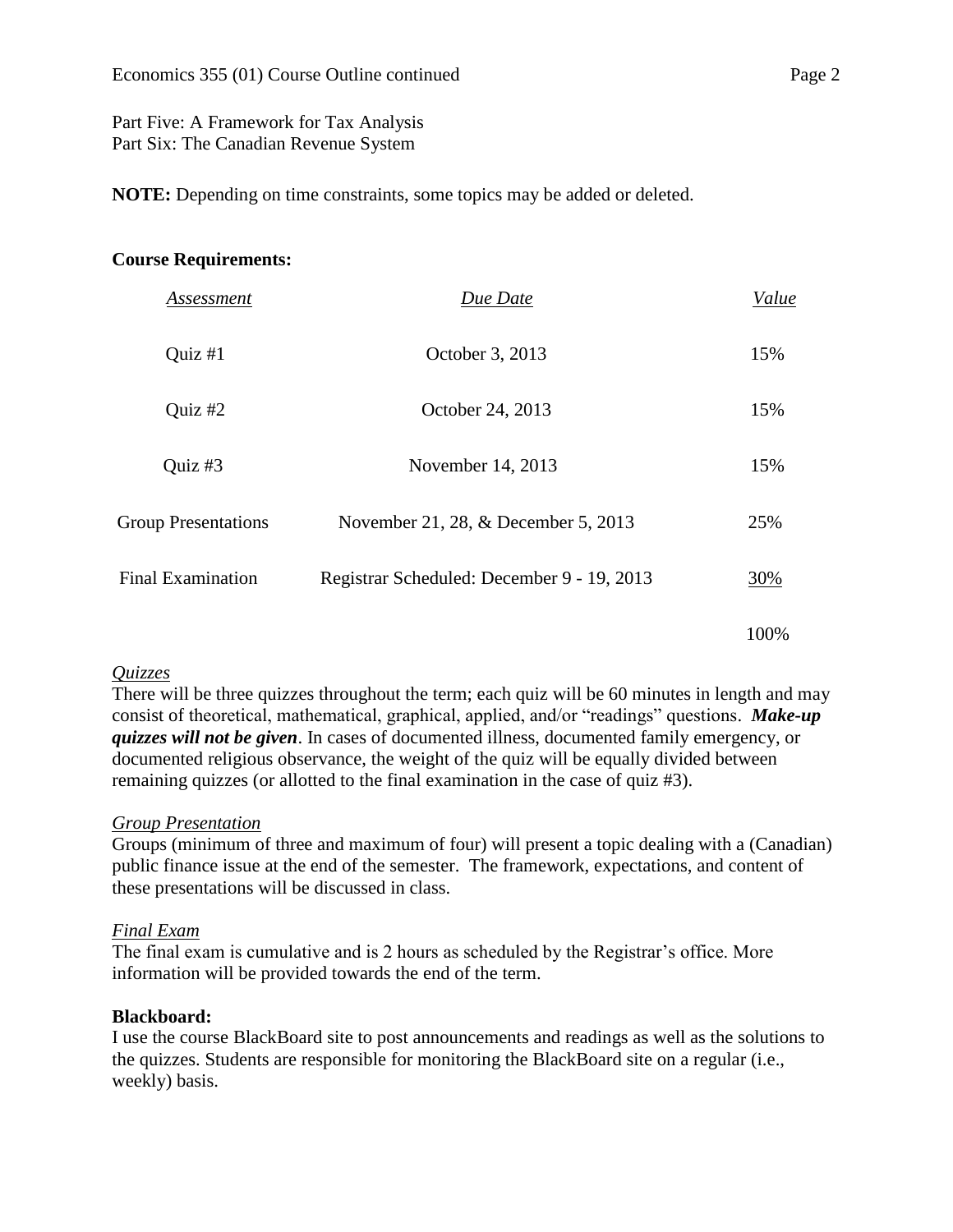Part Five: A Framework for Tax Analysis
Part Six: The Canadian Revenue System

**NOTE:** Depending on time constraints, some topics may be added or deleted.

**Course Requirements:**

| *Assessment* | *Due Date* | *Value* |
|---|---|---|
| Quiz #1 | October 3, 2013 | 15% |
| Quiz #2 | October 24, 2013 | 15% |
| Quiz #3 | November 14, 2013 | 15% |
| Group Presentations | November 21, 28, & December 5, 2013 | 25% |
| Final Examination | Registrar Scheduled: December 9 - 19, 2013 | 30% |
| | | 100% |

*Quizzes*

There will be three quizzes throughout the term; each quiz will be 60 minutes in length and may consist of theoretical, mathematical, graphical, applied, and/or "readings" questions. ***Make-up quizzes will not be given***. In cases of documented illness, documented family emergency, or documented religious observance, the weight of the quiz will be equally divided between remaining quizzes (or allotted to the final examination in the case of quiz #3).

*Group Presentation*

Groups (minimum of three and maximum of four) will present a topic dealing with a (Canadian) public finance issue at the end of the semester. The framework, expectations, and content of these presentations will be discussed in class.

*Final Exam*

The final exam is cumulative and is 2 hours as scheduled by the Registrar's office. More information will be provided towards the end of the term.

**Blackboard:**

I use the course BlackBoard site to post announcements and readings as well as the solutions to the quizzes. Students are responsible for monitoring the BlackBoard site on a regular (i.e., weekly) basis.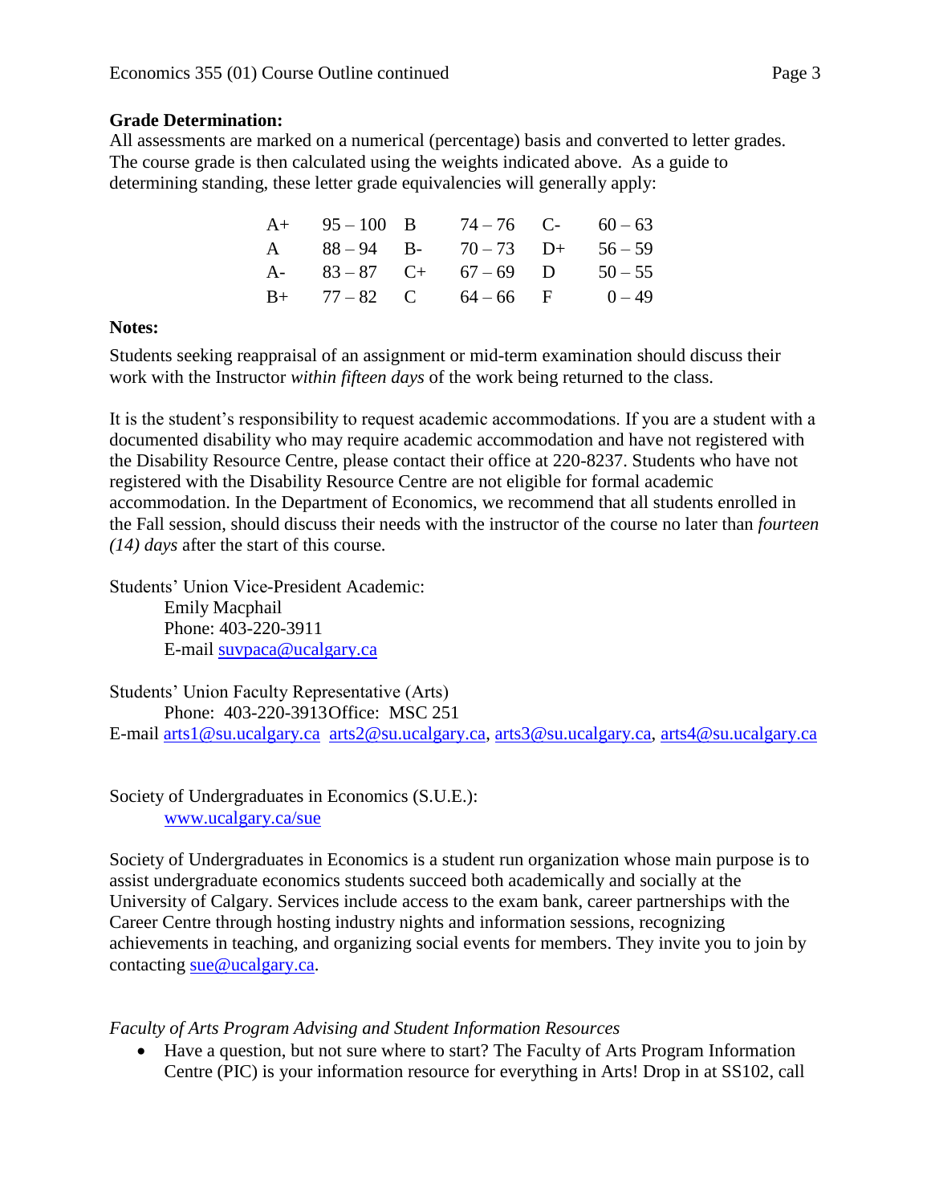**Grade Determination:**

All assessments are marked on a numerical (percentage) basis and converted to letter grades. The course grade is then calculated using the weights indicated above. As a guide to determining standing, these letter grade equivalencies will generally apply:

| | | | | | |
|---|---|---|---|---|---|
| A+ | 95 – 100 | B | 74 – 76 | C- | 60 – 63 |
| A | 88 – 94 | B- | 70 – 73 | D+ | 56 – 59 |
| A- | 83 – 87 | C+ | 67 – 69 | D | 50 – 55 |
| B+ | 77 – 82 | C | 64 – 66 | F | 0 – 49 |

**Notes:**

Students seeking reappraisal of an assignment or mid-term examination should discuss their work with the Instructor *within fifteen days* of the work being returned to the class.

It is the student's responsibility to request academic accommodations. If you are a student with a documented disability who may require academic accommodation and have not registered with the Disability Resource Centre, please contact their office at 220-8237. Students who have not registered with the Disability Resource Centre are not eligible for formal academic accommodation. In the Department of Economics, we recommend that all students enrolled in the Fall session, should discuss their needs with the instructor of the course no later than *fourteen (14) days* after the start of this course.

Students' Union Vice-President Academic:
Emily Macphail
Phone: 403-220-3911
E-mail suvpaca@ucalgary.ca

Students' Union Faculty Representative (Arts)
Phone: 403-220-3913 Office: MSC 251
E-mail arts1@su.ucalgary.ca arts2@su.ucalgary.ca, arts3@su.ucalgary.ca, arts4@su.ucalgary.ca

Society of Undergraduates in Economics (S.U.E.):
www.ucalgary.ca/sue

Society of Undergraduates in Economics is a student run organization whose main purpose is to assist undergraduate economics students succeed both academically and socially at the University of Calgary. Services include access to the exam bank, career partnerships with the Career Centre through hosting industry nights and information sessions, recognizing achievements in teaching, and organizing social events for members. They invite you to join by contacting sue@ucalgary.ca.

*Faculty of Arts Program Advising and Student Information Resources*

- Have a question, but not sure where to start? The Faculty of Arts Program Information Centre (PIC) is your information resource for everything in Arts! Drop in at SS102, call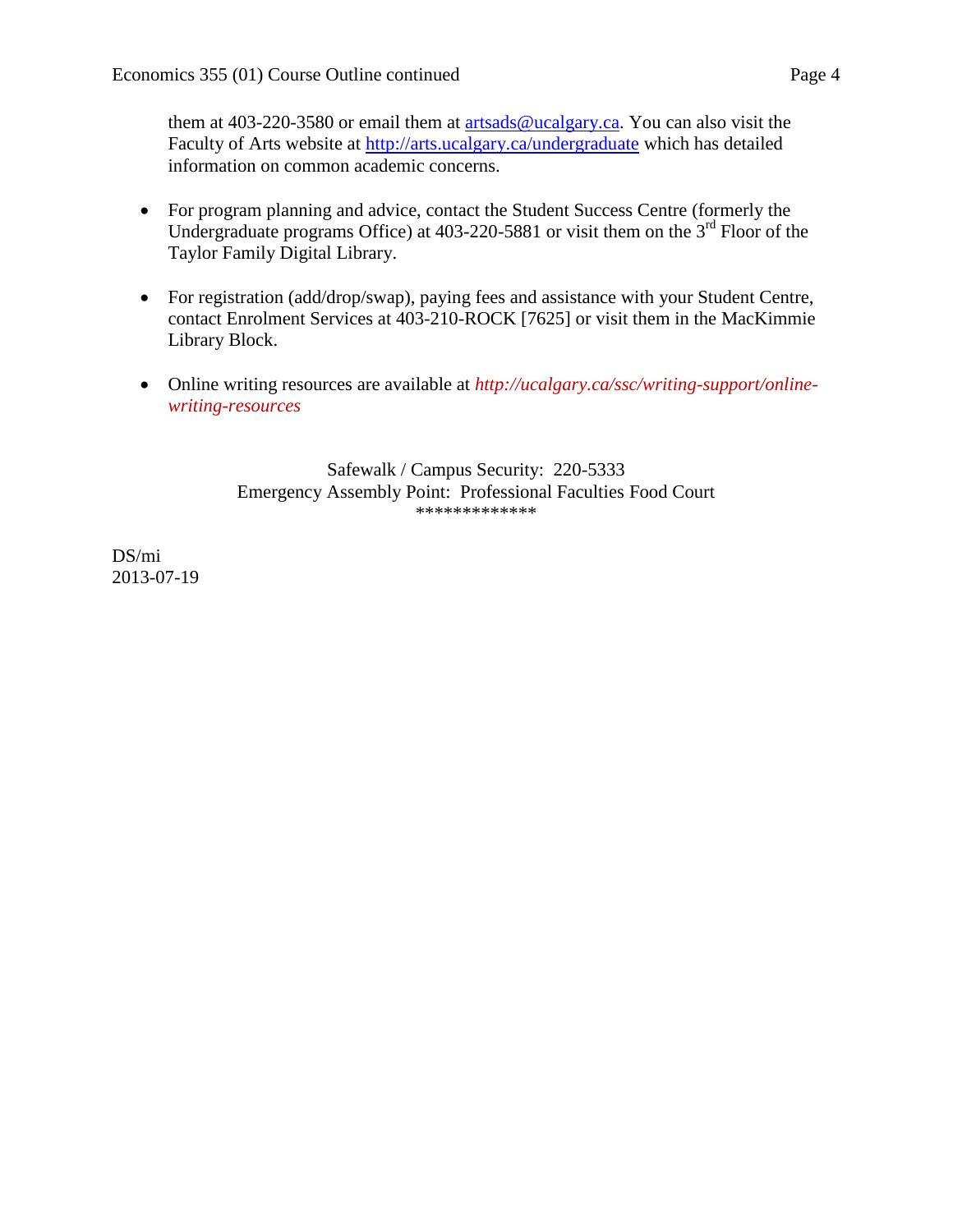them at 403-220-3580 or email them at artsads@ucalgary.ca. You can also visit the Faculty of Arts website at http://arts.ucalgary.ca/undergraduate which has detailed information on common academic concerns.

- For program planning and advice, contact the Student Success Centre (formerly the Undergraduate programs Office) at 403-220-5881 or visit them on the 3rd Floor of the Taylor Family Digital Library.

- For registration (add/drop/swap), paying fees and assistance with your Student Centre, contact Enrolment Services at 403-210-ROCK [7625] or visit them in the MacKimmie Library Block.

- Online writing resources are available at *http://ucalgary.ca/ssc/writing-support/online-writing-resources*

Safewalk / Campus Security: 220-5333
Emergency Assembly Point: Professional Faculties Food Court
*************

DS/mi
2013-07-19